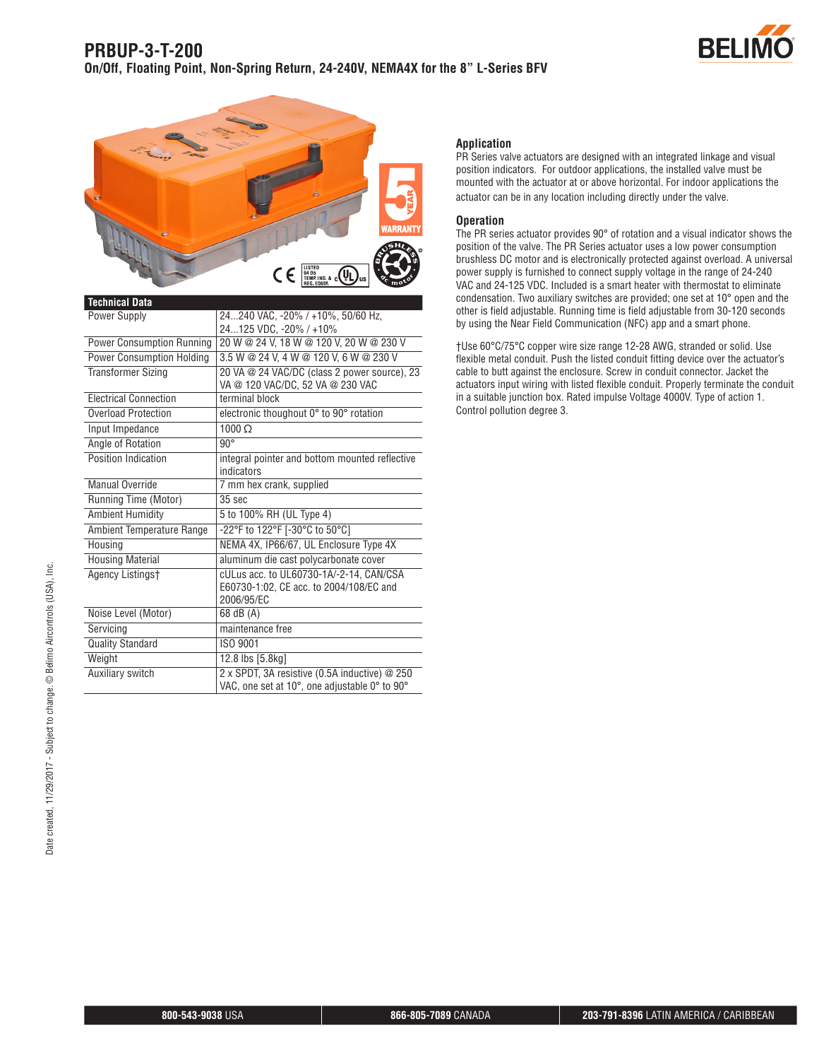# PRBUP-3-T-200

## On/Off, Floating Point, Non-Spring Return, 24-240V, NEMA4X for the 8" L-Series BFV

| Technical Data | |
|---|---|
| Power Supply | 24...240 VAC, -20% / +10%, 50/60 Hz, 24...125 VDC, -20% / +10% |
| Power Consumption Running | 20 W @ 24 V, 18 W @ 120 V, 20 W @ 230 V |
| Power Consumption Holding | 3.5 W @ 24 V, 4 W @ 120 V, 6 W @ 230 V |
| Transformer Sizing | 20 VA @ 24 VAC/DC (class 2 power source), 23 VA @ 120 VAC/DC, 52 VA @ 230 VAC |
| Electrical Connection | terminal block |
| Overload Protection | electronic thoughout 0° to 90° rotation |
| Input Impedance | 1000 Ω |
| Angle of Rotation | 90° |
| Position Indication | integral pointer and bottom mounted reflective indicators |
| Manual Override | 7 mm hex crank, supplied |
| Running Time (Motor) | 35 sec |
| Ambient Humidity | 5 to 100% RH (UL Type 4) |
| Ambient Temperature Range | -22°F to 122°F [-30°C to 50°C] |
| Housing | NEMA 4X, IP66/67, UL Enclosure Type 4X |
| Housing Material | aluminum die cast polycarbonate cover |
| Agency Listings† | cULus acc. to UL60730-1A/-2-14, CAN/CSA E60730-1:02, CE acc. to 2004/108/EC and 2006/95/EC |
| Noise Level (Motor) | 68 dB (A) |
| Servicing | maintenance free |
| Quality Standard | ISO 9001 |
| Weight | 12.8 lbs [5.8kg] |
| Auxiliary switch | 2 x SPDT, 3A resistive (0.5A inductive) @ 250 VAC, one set at 10°, one adjustable 0° to 90° |

### Application

PR Series valve actuators are designed with an integrated linkage and visual position indicators. For outdoor applications, the installed valve must be mounted with the actuator at or above horizontal. For indoor applications the actuator can be in any location including directly under the valve.

### Operation

The PR series actuator provides 90° of rotation and a visual indicator shows the position of the valve. The PR Series actuator uses a low power consumption brushless DC motor and is electronically protected against overload. A universal power supply is furnished to connect supply voltage in the range of 24-240 VAC and 24-125 VDC. Included is a smart heater with thermostat to eliminate condensation. Two auxiliary switches are provided; one set at 10° open and the other is field adjustable. Running time is field adjustable from 30-120 seconds by using the Near Field Communication (NFC) app and a smart phone.

†Use 60°C/75°C copper wire size range 12-28 AWG, stranded or solid. Use flexible metal conduit. Push the listed conduit fitting device over the actuator's cable to butt against the enclosure. Screw in conduit connector. Jacket the actuators input wiring with listed flexible conduit. Properly terminate the conduit in a suitable junction box. Rated impulse Voltage 4000V. Type of action 1. Control pollution degree 3.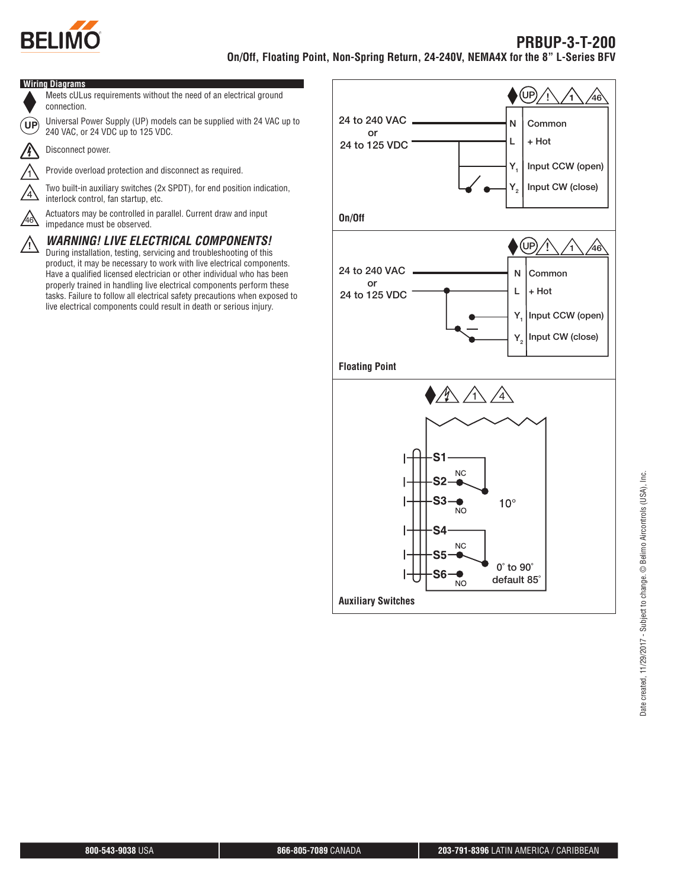# PRBUP-3-T-200

**On/Off, Floating Point, Non-Spring Return, 24-240V, NEMA4X for the 8" L-Series BFV**

## Wiring Diagrams

- ◆ Meets cULus requirements without the need of an electrical ground connection.
- (UP) Universal Power Supply (UP) models can be supplied with 24 VAC up to 240 VAC, or 24 VDC up to 125 VDC.
- ⚠ Disconnect power.
- ⚠1 Provide overload protection and disconnect as required.
- ⚠4 Two built-in auxiliary switches (2x SPDT), for end position indication, interlock control, fan startup, etc.
- ⚠46 Actuators may be controlled in parallel. Current draw and input impedance must be observed.

### ⚠ *WARNING! LIVE ELECTRICAL COMPONENTS!*

During installation, testing, servicing and troubleshooting of this product, it may be necessary to work with live electrical components. Have a qualified licensed electrician or other individual who has been properly trained in handling live electrical components perform these tasks. Failure to follow all electrical safety precautions when exposed to live electrical components could result in death or serious injury.

**On/Off**

24 to 240 VAC
or
24 to 125 VDC

N Common
L + Hot
$Y_1$ Input CCW (open)
$Y_2$ Input CW (close)

**Floating Point**

24 to 240 VAC
or
24 to 125 VDC

N Common
L + Hot
$Y_1$ Input CCW (open)
$Y_2$ Input CW (close)

**Auxiliary Switches**

S1
S2 NC
S3 NO
10°

S4
S5 NC
S6 NO
0˚ to 90˚
default 85˚